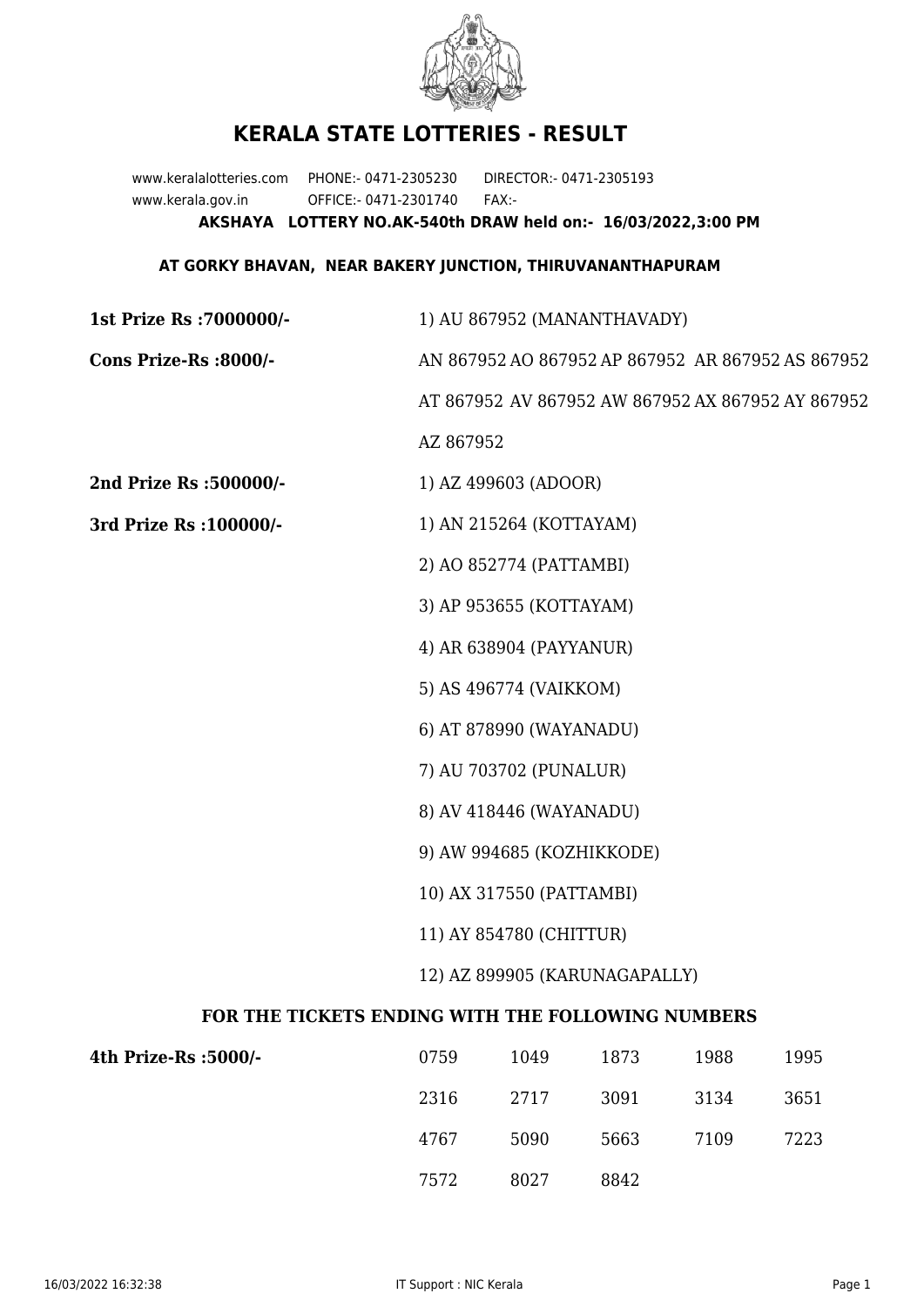# KERALA STATE LOTTERIES - RESULT

www.keralalotteries.com PHONE:- 0471-2305230 DIRECTOR:- 0471-2305193
www.kerala.gov.in OFFICE:- 0471-2301740 FAX:-

**AKSHAYA LOTTERY NO.AK-540th DRAW held on:- 16/03/2022,3:00 PM**

**AT GORKY BHAVAN, NEAR BAKERY JUNCTION, THIRUVANANTHAPURAM**

**1st Prize Rs :7000000/-** 1) AU 867952 (MANANTHAVADY)

**Cons Prize-Rs :8000/-** AN 867952 AO 867952 AP 867952 AR 867952 AS 867952 AT 867952 AV 867952 AW 867952 AX 867952 AY 867952 AZ 867952

**2nd Prize Rs :500000/-** 1) AZ 499603 (ADOOR)

**3rd Prize Rs :100000/-**
1) AN 215264 (KOTTAYAM)
2) AO 852774 (PATTAMBI)
3) AP 953655 (KOTTAYAM)
4) AR 638904 (PAYYANUR)
5) AS 496774 (VAIKKOM)
6) AT 878990 (WAYANADU)
7) AU 703702 (PUNALUR)
8) AV 418446 (WAYANADU)
9) AW 994685 (KOZHIKKODE)
10) AX 317550 (PATTAMBI)
11) AY 854780 (CHITTUR)
12) AZ 899905 (KARUNAGAPALLY)

### FOR THE TICKETS ENDING WITH THE FOLLOWING NUMBERS

**4th Prize-Rs :5000/-**

| | | | | |
|---|---|---|---|---|
| 0759 | 1049 | 1873 | 1988 | 1995 |
| 2316 | 2717 | 3091 | 3134 | 3651 |
| 4767 | 5090 | 5663 | 7109 | 7223 |
| 7572 | 8027 | 8842 | | |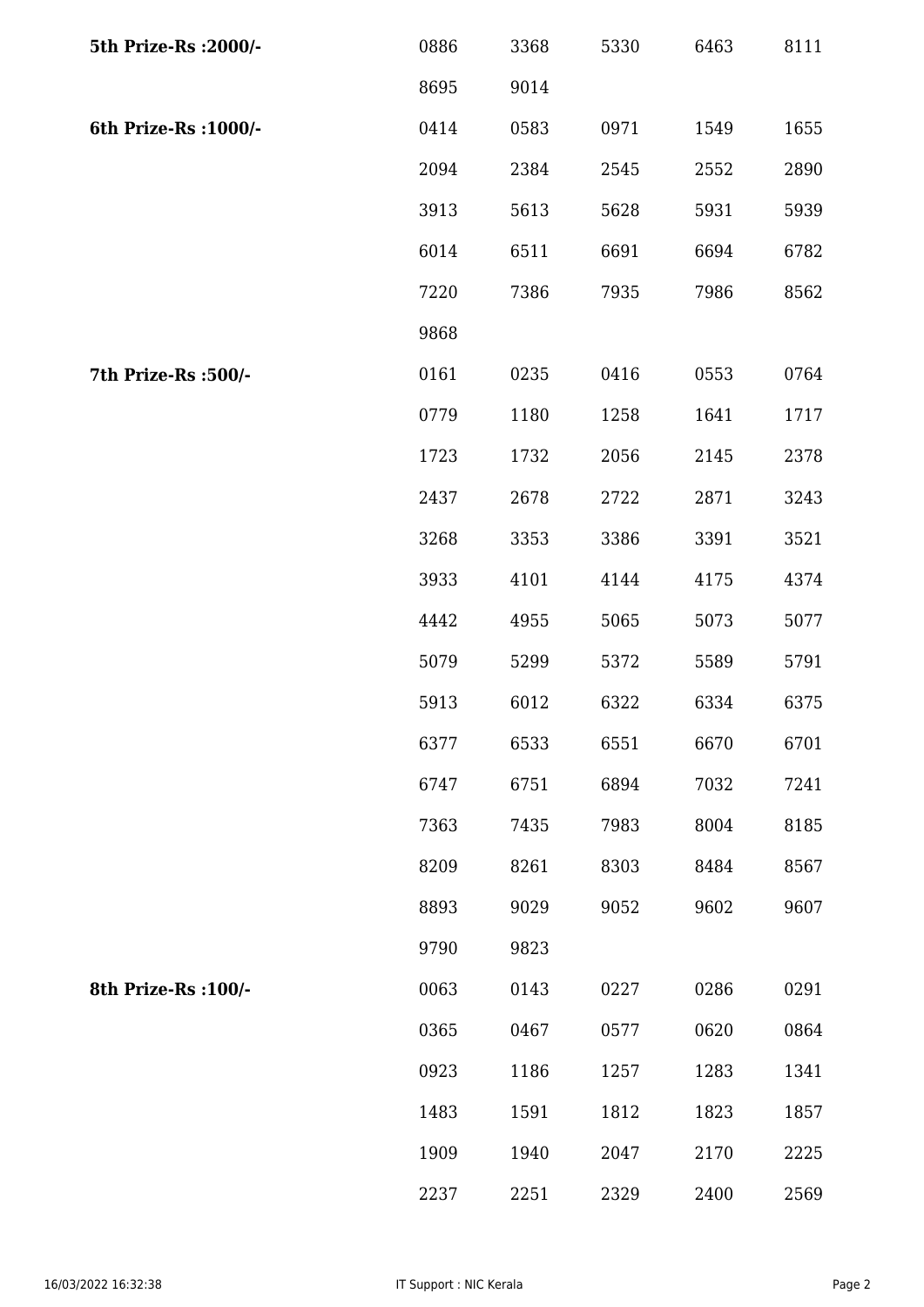| | | | | | |
|---|---|---|---|---|---|
| **5th Prize-Rs :2000/-** | 0886 | 3368 | 5330 | 6463 | 8111 |
| | 8695 | 9014 | | | |
| **6th Prize-Rs :1000/-** | 0414 | 0583 | 0971 | 1549 | 1655 |
| | 2094 | 2384 | 2545 | 2552 | 2890 |
| | 3913 | 5613 | 5628 | 5931 | 5939 |
| | 6014 | 6511 | 6691 | 6694 | 6782 |
| | 7220 | 7386 | 7935 | 7986 | 8562 |
| | 9868 | | | | |
| **7th Prize-Rs :500/-** | 0161 | 0235 | 0416 | 0553 | 0764 |
| | 0779 | 1180 | 1258 | 1641 | 1717 |
| | 1723 | 1732 | 2056 | 2145 | 2378 |
| | 2437 | 2678 | 2722 | 2871 | 3243 |
| | 3268 | 3353 | 3386 | 3391 | 3521 |
| | 3933 | 4101 | 4144 | 4175 | 4374 |
| | 4442 | 4955 | 5065 | 5073 | 5077 |
| | 5079 | 5299 | 5372 | 5589 | 5791 |
| | 5913 | 6012 | 6322 | 6334 | 6375 |
| | 6377 | 6533 | 6551 | 6670 | 6701 |
| | 6747 | 6751 | 6894 | 7032 | 7241 |
| | 7363 | 7435 | 7983 | 8004 | 8185 |
| | 8209 | 8261 | 8303 | 8484 | 8567 |
| | 8893 | 9029 | 9052 | 9602 | 9607 |
| | 9790 | 9823 | | | |
| **8th Prize-Rs :100/-** | 0063 | 0143 | 0227 | 0286 | 0291 |
| | 0365 | 0467 | 0577 | 0620 | 0864 |
| | 0923 | 1186 | 1257 | 1283 | 1341 |
| | 1483 | 1591 | 1812 | 1823 | 1857 |
| | 1909 | 1940 | 2047 | 2170 | 2225 |
| | 2237 | 2251 | 2329 | 2400 | 2569 |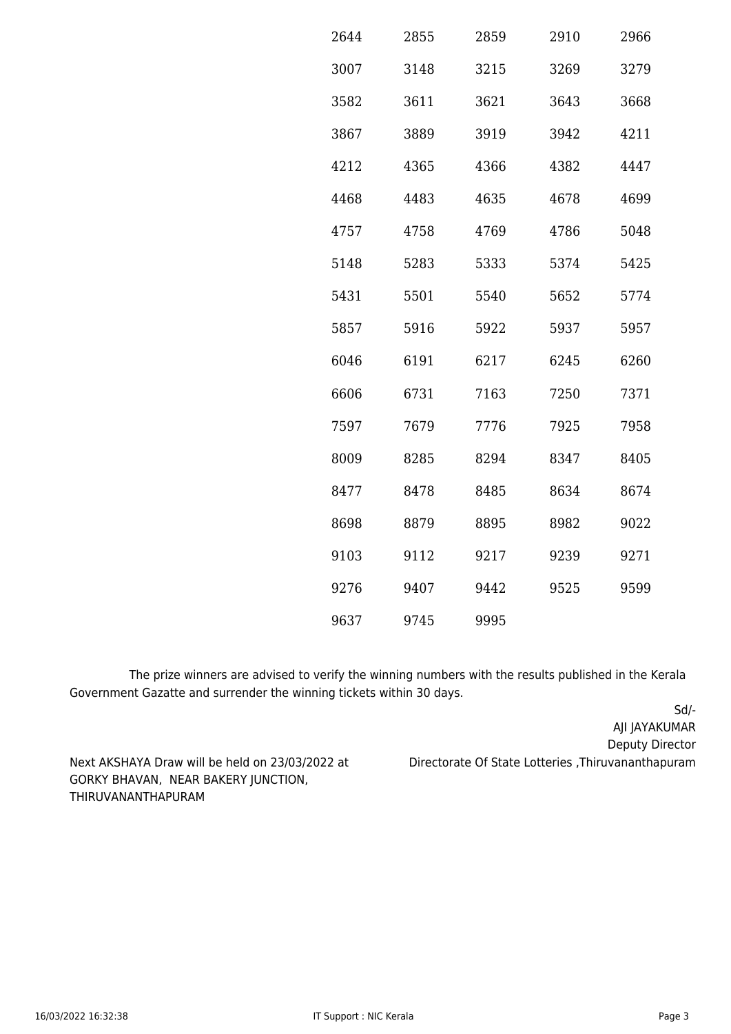| | | | | |
|---|---|---|---|---|
| 2644 | 2855 | 2859 | 2910 | 2966 |
| 3007 | 3148 | 3215 | 3269 | 3279 |
| 3582 | 3611 | 3621 | 3643 | 3668 |
| 3867 | 3889 | 3919 | 3942 | 4211 |
| 4212 | 4365 | 4366 | 4382 | 4447 |
| 4468 | 4483 | 4635 | 4678 | 4699 |
| 4757 | 4758 | 4769 | 4786 | 5048 |
| 5148 | 5283 | 5333 | 5374 | 5425 |
| 5431 | 5501 | 5540 | 5652 | 5774 |
| 5857 | 5916 | 5922 | 5937 | 5957 |
| 6046 | 6191 | 6217 | 6245 | 6260 |
| 6606 | 6731 | 7163 | 7250 | 7371 |
| 7597 | 7679 | 7776 | 7925 | 7958 |
| 8009 | 8285 | 8294 | 8347 | 8405 |
| 8477 | 8478 | 8485 | 8634 | 8674 |
| 8698 | 8879 | 8895 | 8982 | 9022 |
| 9103 | 9112 | 9217 | 9239 | 9271 |
| 9276 | 9407 | 9442 | 9525 | 9599 |
| 9637 | 9745 | 9995 | | |

The prize winners are advised to verify the winning numbers with the results published in the Kerala Government Gazatte and surrender the winning tickets within 30 days.

Sd/-
AJI JAYAKUMAR
Deputy Director
Directorate Of State Lotteries ,Thiruvananthapuram

Next AKSHAYA Draw will be held on 23/03/2022 at GORKY BHAVAN, NEAR BAKERY JUNCTION, THIRUVANANTHAPURAM